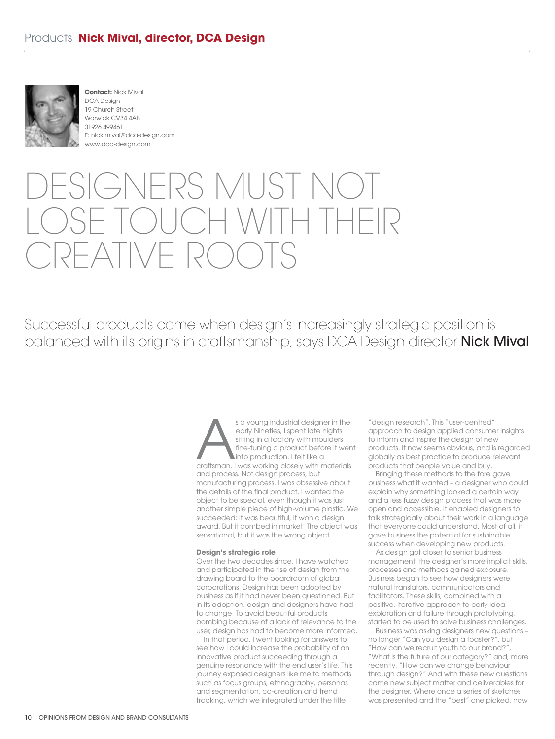Products **Nick Mival, director, DCA Design**

**Contact:** Nick Mival
DCA Design
19 Church Street
Warwick CV34 4AB
01926 499461
E: nick.mival@dca-design.com
www.dca-design.com

# DESIGNERS MUST NOT LOSE TOUCH WITH THEIR CREATIVE ROOTS

Successful products come when design's increasingly strategic position is balanced with its origins in craftsmanship, says DCA Design director **Nick Mival**

As a young industrial designer in the early Nineties, I spent late nights sitting in a factory with moulders fine-tuning a product before it went into production. I felt like a craftsman. I was working closely with materials and process. Not design process, but manufacturing process. I was obsessive about the details of the final product. I wanted the object to be special, even though it was just another simple piece of high-volume plastic. We succeeded: it was beautiful, it won a design award. But it bombed in market. The object was sensational, but it was the wrong object.

**Design's strategic role**

Over the two decades since, I have watched and participated in the rise of design from the drawing board to the boardroom of global corporations. Design has been adopted by business as if it had never been questioned. But in its adoption, design and designers have had to change. To avoid beautiful products bombing because of a lack of relevance to the user, design has had to become more informed.

In that period, I went looking for answers to see how I could increase the probability of an innovative product succeeding through a genuine resonance with the end user's life. This journey exposed designers like me to methods such as focus groups, ethnography, personas and segmentation, co-creation and trend tracking, which we integrated under the title "design research". This "user-centred" approach to design applied consumer insights to inform and inspire the design of new products. It now seems obvious, and is regarded globally as best practice to produce relevant products that people value and buy.

Bringing these methods to the fore gave business what it wanted – a designer who could explain why something looked a certain way and a less fuzzy design process that was more open and accessible. It enabled designers to talk strategically about their work in a language that everyone could understand. Most of all, it gave business the potential for sustainable success when developing new products.

As design got closer to senior business management, the designer's more implicit skills, processes and methods gained exposure. Business began to see how designers were natural translators, communicators and facilitators. These skills, combined with a positive, iterative approach to early idea exploration and failure through prototyping, started to be used to solve business challenges.

Business was asking designers new questions – no longer "Can you design a toaster?", but "How can we recruit youth to our brand?", "What is the future of our category?" and, more recently, "How can we change behaviour through design?" And with these new questions came new subject matter and deliverables for the designer. Where once a series of sketches was presented and the "best" one picked, now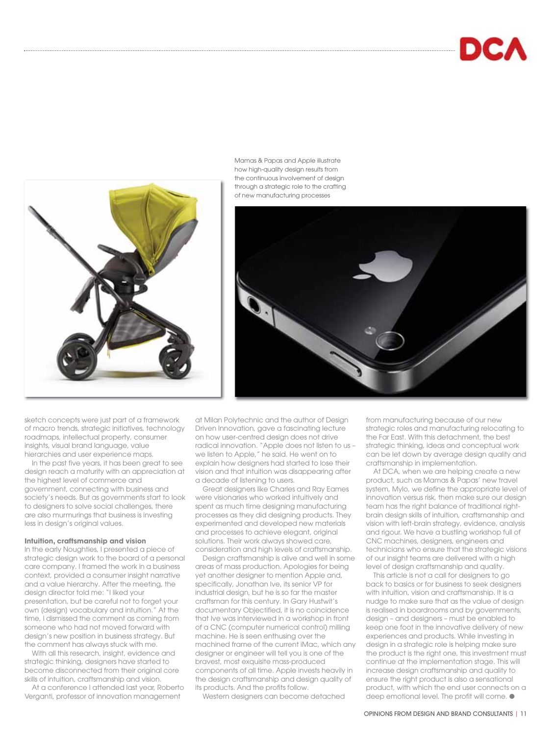Mamas & Papas and Apple illustrate how high-quality design results from the continuous involvement of design through a strategic role to the crafting of new manufacturing processes

sketch concepts were just part of a framework of macro trends, strategic initiatives, technology roadmaps, intellectual property, consumer insights, visual brand language, value hierarchies and user experience maps.

In the past five years, it has been great to see design reach a maturity with an appreciation at the highest level of commerce and government, connecting with business and society's needs. But as governments start to look to designers to solve social challenges, there are also murmurings that business is investing less in design's original values.

**Intuition, craftsmanship and vision**

In the early Noughties, I presented a piece of strategic design work to the board of a personal care company. I framed the work in a business context, provided a consumer insight narrative and a value hierarchy. After the meeting, the design director told me: "I liked your presentation, but be careful not to forget your own (design) vocabulary and intuition." At the time, I dismissed the comment as coming from someone who had not moved forward with design's new position in business strategy. But the comment has always stuck with me.

With all this research, insight, evidence and strategic thinking, designers have started to become disconnected from their original core skills of intuition, craftsmanship and vision.

At a conference I attended last year, Roberto Verganti, professor of innovation management at Milan Polytechnic and the author of Design Driven Innovation, gave a fascinating lecture on how user-centred design does not drive radical innovation. "Apple does not listen to us – we listen to Apple," he said. He went on to explain how designers had started to lose their vision and that intuition was disappearing after a decade of listening to users.

Great designers like Charles and Ray Eames were visionaries who worked intuitively and spent as much time designing manufacturing processes as they did designing products. They experimented and developed new materials and processes to achieve elegant, original solutions. Their work always showed care, consideration and high levels of craftsmanship.

Design craftsmanship is alive and well in some areas of mass production. Apologies for being yet another designer to mention Apple and, specifically, Jonathan Ive, its senior VP for industrial design, but he is so far the master craftsman for this century. In Gary Hustwit's documentary Objectified, it is no coincidence that Ive was interviewed in a workshop in front of a CNC (computer numerical control) milling machine. He is seen enthusing over the machined frame of the current iMac, which any designer or engineer will tell you is one of the bravest, most exquisite mass-produced components of all time. Apple invests heavily in the design craftsmanship and design quality of its products. And the profits follow.

Western designers can become detached from manufacturing because of our new strategic roles and manufacturing relocating to the Far East. With this detachment, the best strategic thinking, ideas and conceptual work can be let down by average design quality and craftsmanship in implementation.

At DCA, when we are helping create a new product, such as Mamas & Papas' new travel system, Mylo, we define the appropriate level of innovation versus risk, then make sure our design team has the right balance of traditional right-brain design skills of intuition, craftsmanship and vision with left-brain strategy, evidence, analysis and rigour. We have a bustling workshop full of CNC machines, designers, engineers and technicians who ensure that the strategic visions of our insight teams are delivered with a high level of design craftsmanship and quality.

This article is not a call for designers to go back to basics or for business to seek designers with intuition, vision and craftsmanship. It is a nudge to make sure that as the value of design is realised in boardrooms and by governments, design – and designers – must be enabled to keep one foot in the innovative delivery of new experiences and products. While investing in design in a strategic role is helping make sure the product is the right one, this investment must continue at the implementation stage. This will increase design craftsmanship and quality to ensure the right product is also a sensational product, with which the end user connects on a deep emotional level. The profit will come. ●